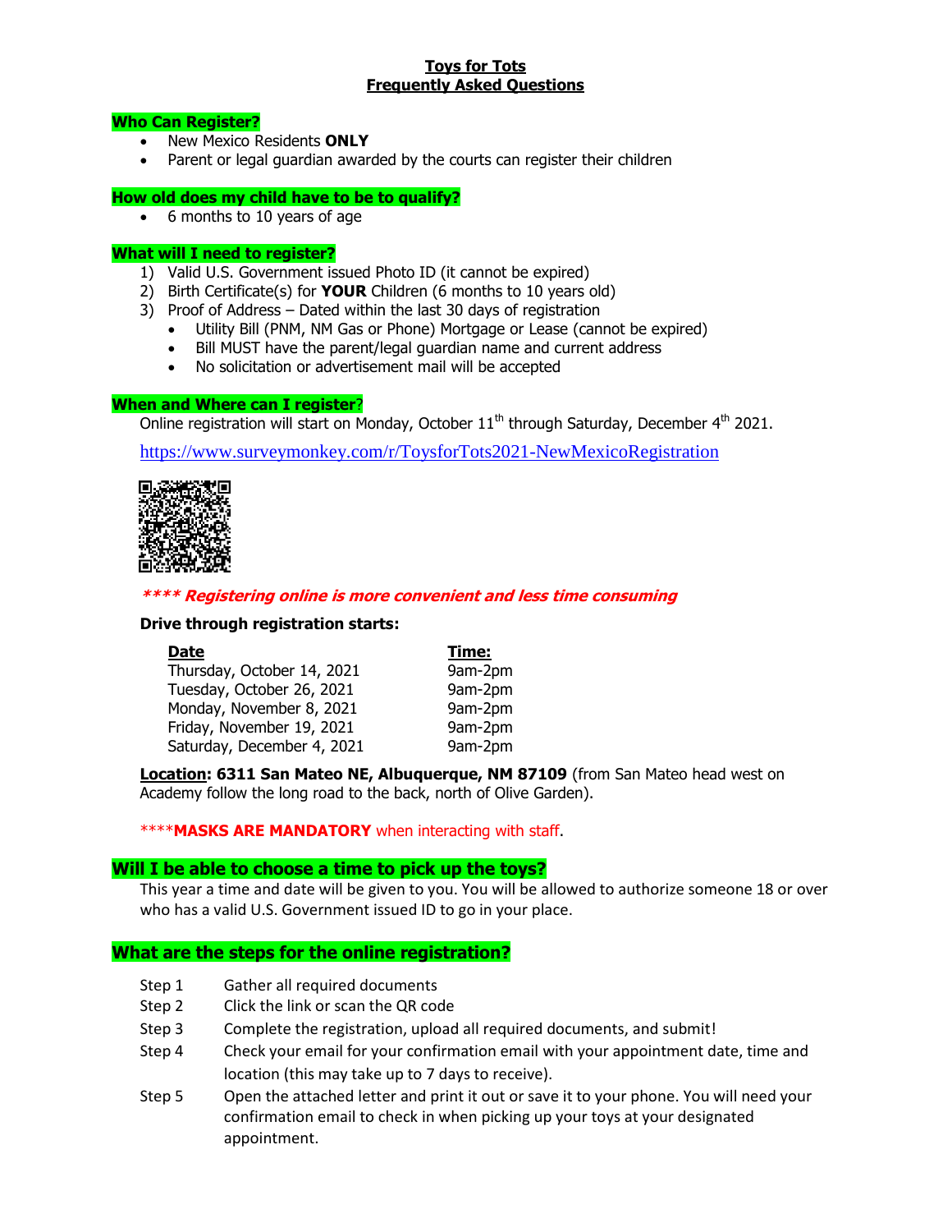# Toys for Tots
## Frequently Asked Questions

### Who Can Register?

- New Mexico Residents **ONLY**
- Parent or legal guardian awarded by the courts can register their children

### How old does my child have to be to qualify?

- 6 months to 10 years of age

### What will I need to register?

1) Valid U.S. Government issued Photo ID (it cannot be expired)
2) Birth Certificate(s) for **YOUR** Children (6 months to 10 years old)
3) Proof of Address – Dated within the last 30 days of registration
   - Utility Bill (PNM, NM Gas or Phone) Mortgage or Lease (cannot be expired)
   - Bill MUST have the parent/legal guardian name and current address
   - No solicitation or advertisement mail will be accepted

### When and Where can I register?

Online registration will start on Monday, October 11th through Saturday, December 4th 2021.

https://www.surveymonkey.com/r/ToysforTots2021-NewMexicoRegistration

***\*\*\*\* Registering online is more convenient and less time consuming***

**Drive through registration starts:**

| Date | Time: |
|---|---|
| Thursday, October 14, 2021 | 9am-2pm |
| Tuesday, October 26, 2021 | 9am-2pm |
| Monday, November 8, 2021 | 9am-2pm |
| Friday, November 19, 2021 | 9am-2pm |
| Saturday, December 4, 2021 | 9am-2pm |

**Location: 6311 San Mateo NE, Albuquerque, NM 87109** (from San Mateo head west on Academy follow the long road to the back, north of Olive Garden).

\*\*\*\***MASKS ARE MANDATORY** when interacting with staff.

### Will I be able to choose a time to pick up the toys?

This year a time and date will be given to you. You will be allowed to authorize someone 18 or over who has a valid U.S. Government issued ID to go in your place.

### What are the steps for the online registration?

Step 1 Gather all required documents

Step 2 Click the link or scan the QR code

Step 3 Complete the registration, upload all required documents, and submit!

Step 4 Check your email for your confirmation email with your appointment date, time and location (this may take up to 7 days to receive).

Step 5 Open the attached letter and print it out or save it to your phone. You will need your confirmation email to check in when picking up your toys at your designated appointment.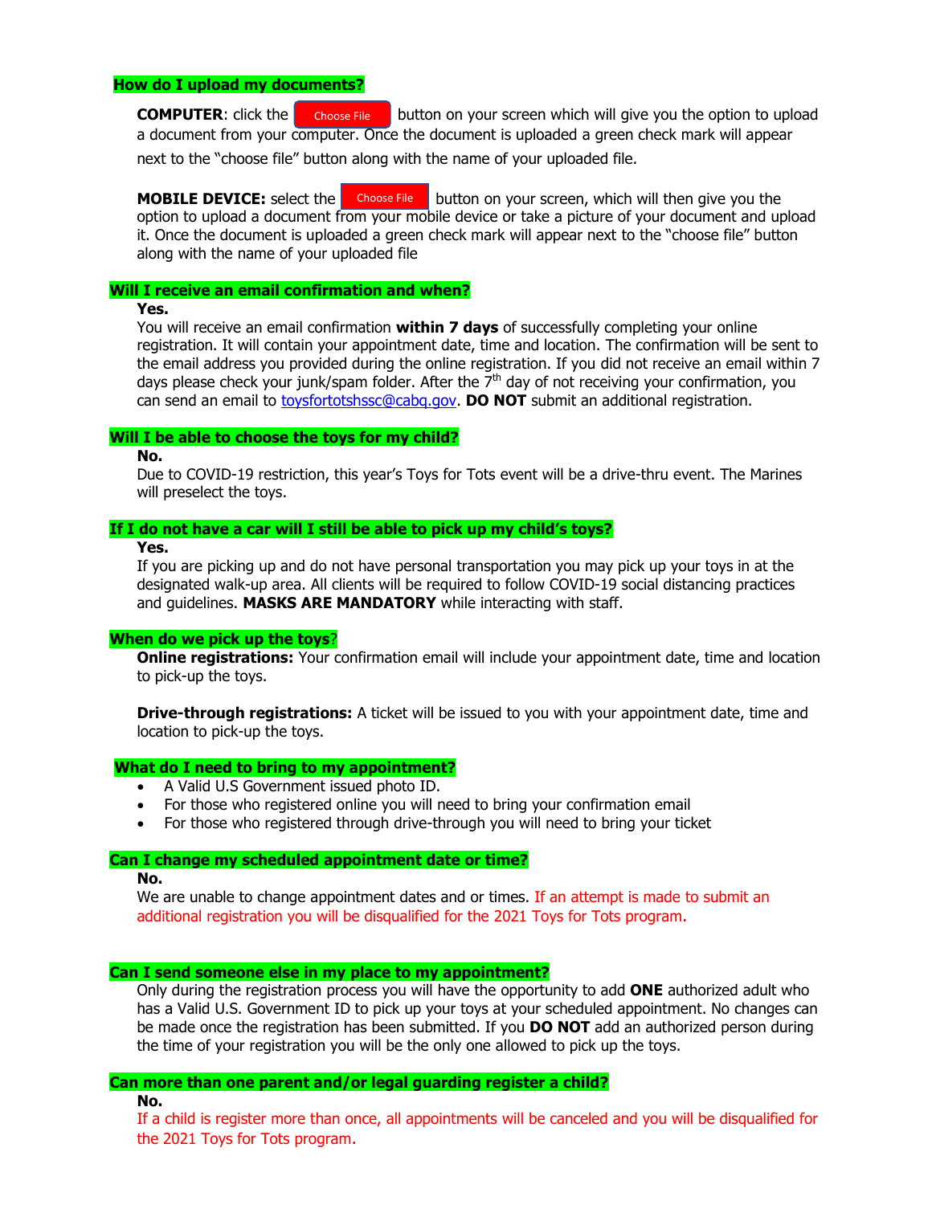**How do I upload my documents?**

**COMPUTER**: click the Choose File button on your screen which will give you the option to upload a document from your computer. Once the document is uploaded a green check mark will appear next to the "choose file" button along with the name of your uploaded file.

**MOBILE DEVICE:** select the Choose File button on your screen, which will then give you the option to upload a document from your mobile device or take a picture of your document and upload it. Once the document is uploaded a green check mark will appear next to the "choose file" button along with the name of your uploaded file

**Will I receive an email confirmation and when?**

**Yes.**

You will receive an email confirmation **within 7 days** of successfully completing your online registration. It will contain your appointment date, time and location. The confirmation will be sent to the email address you provided during the online registration. If you did not receive an email within 7 days please check your junk/spam folder. After the 7th day of not receiving your confirmation, you can send an email to toysfortotshssc@cabq.gov. **DO NOT** submit an additional registration.

**Will I be able to choose the toys for my child?**

**No.**

Due to COVID-19 restriction, this year's Toys for Tots event will be a drive-thru event. The Marines will preselect the toys.

**If I do not have a car will I still be able to pick up my child's toys?**

**Yes.**

If you are picking up and do not have personal transportation you may pick up your toys in at the designated walk-up area. All clients will be required to follow COVID-19 social distancing practices and guidelines. **MASKS ARE MANDATORY** while interacting with staff.

**When do we pick up the toys?**

**Online registrations:** Your confirmation email will include your appointment date, time and location to pick-up the toys.

**Drive-through registrations:** A ticket will be issued to you with your appointment date, time and location to pick-up the toys.

**What do I need to bring to my appointment?**

- A Valid U.S Government issued photo ID.
- For those who registered online you will need to bring your confirmation email
- For those who registered through drive-through you will need to bring your ticket

**Can I change my scheduled appointment date or time?**

**No.**

We are unable to change appointment dates and or times. If an attempt is made to submit an additional registration you will be disqualified for the 2021 Toys for Tots program.

**Can I send someone else in my place to my appointment?**

Only during the registration process you will have the opportunity to add **ONE** authorized adult who has a Valid U.S. Government ID to pick up your toys at your scheduled appointment. No changes can be made once the registration has been submitted. If you **DO NOT** add an authorized person during the time of your registration you will be the only one allowed to pick up the toys.

**Can more than one parent and/or legal guarding register a child?**

**No.**

If a child is register more than once, all appointments will be canceled and you will be disqualified for the 2021 Toys for Tots program.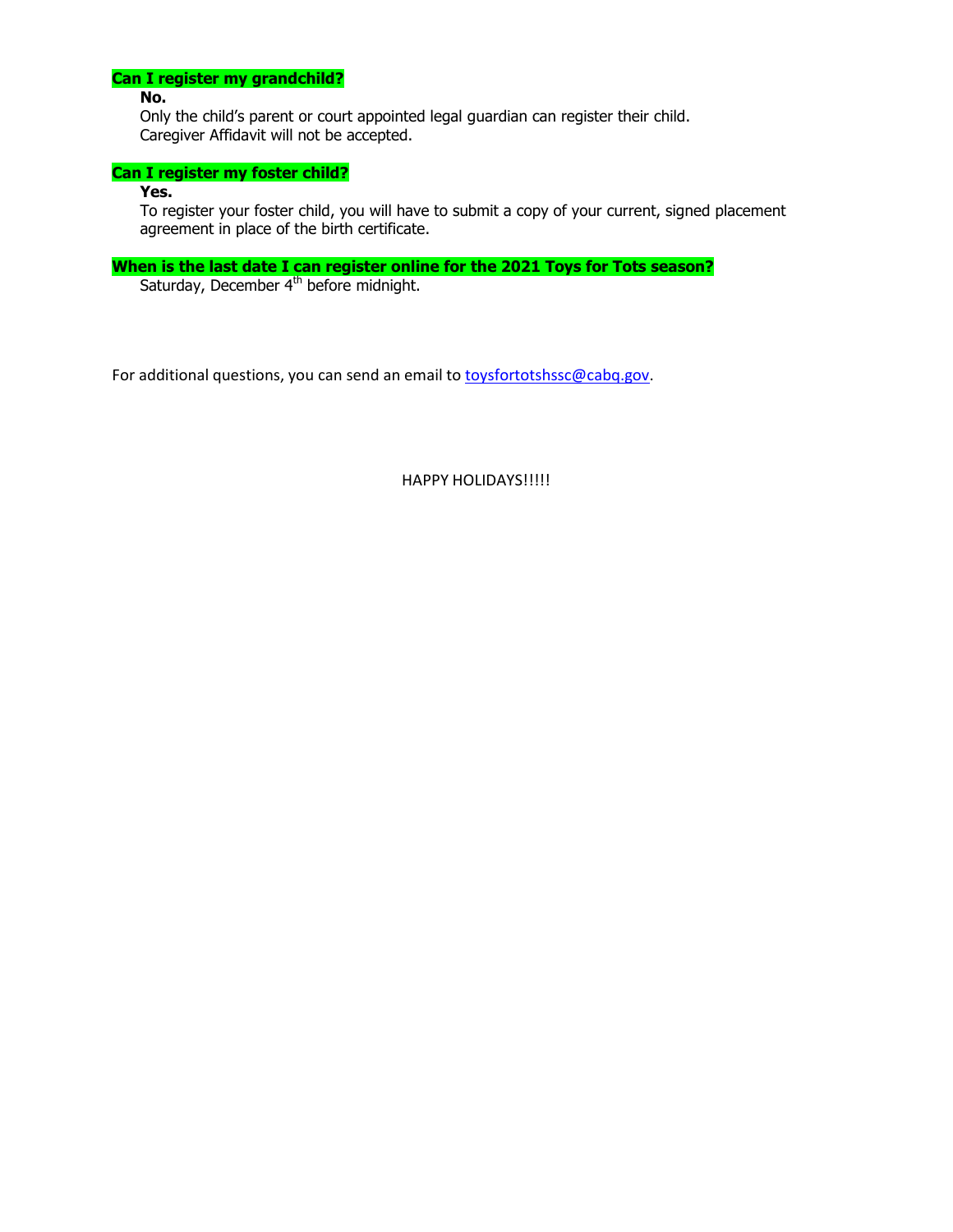**Can I register my grandchild?**

**No.**

Only the child's parent or court appointed legal guardian can register their child.
Caregiver Affidavit will not be accepted.

**Can I register my foster child?**

**Yes.**

To register your foster child, you will have to submit a copy of your current, signed placement agreement in place of the birth certificate.

**When is the last date I can register online for the 2021 Toys for Tots season?**

Saturday, December 4th before midnight.

For additional questions, you can send an email to toysfortotshssc@cabq.gov.

HAPPY HOLIDAYS!!!!!